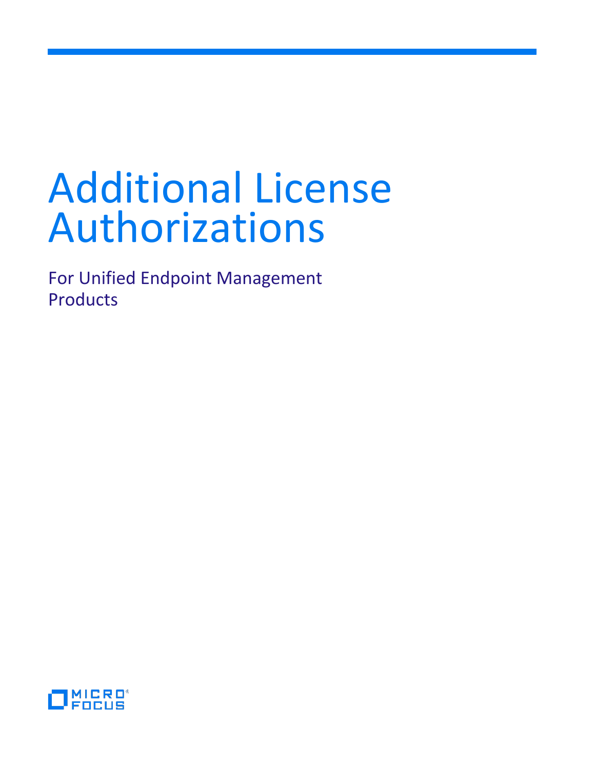# Additional License Authorizations

For Unified Endpoint Management Products

MICRO FOCUS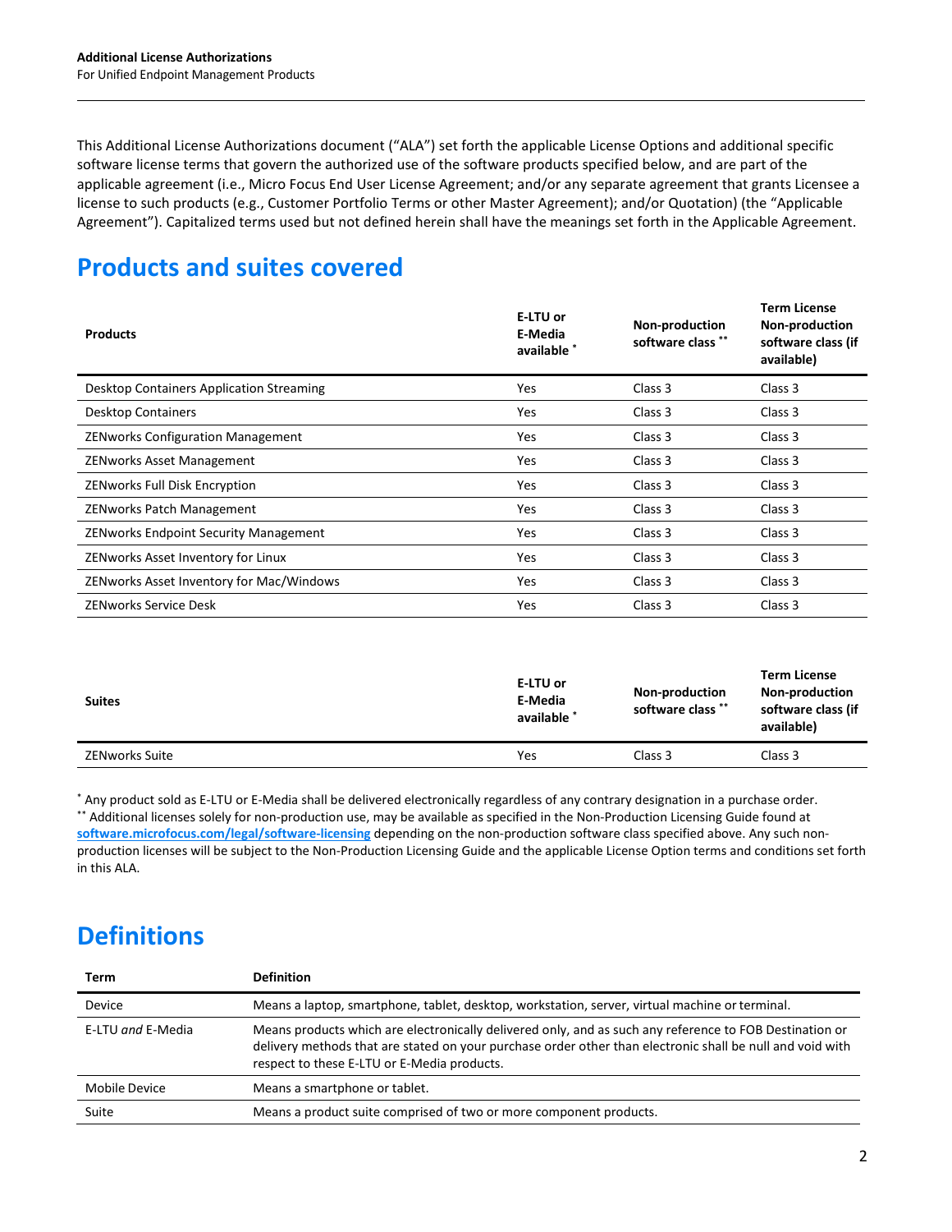This Additional License Authorizations document ("ALA") set forth the applicable License Options and additional specific software license terms that govern the authorized use of the software products specified below, and are part of the applicable agreement (i.e., Micro Focus End User License Agreement; and/or any separate agreement that grants Licensee a license to such products (e.g., Customer Portfolio Terms or other Master Agreement); and/or Quotation) (the "Applicable Agreement"). Capitalized terms used but not defined herein shall have the meanings set forth in the Applicable Agreement.

## Products and suites covered

| Products | E-LTU or E-Media available * | Non-production software class ** | Term License Non-production software class (if available) |
|---|---|---|---|
| Desktop Containers Application Streaming | Yes | Class 3 | Class 3 |
| Desktop Containers | Yes | Class 3 | Class 3 |
| ZENworks Configuration Management | Yes | Class 3 | Class 3 |
| ZENworks Asset Management | Yes | Class 3 | Class 3 |
| ZENworks Full Disk Encryption | Yes | Class 3 | Class 3 |
| ZENworks Patch Management | Yes | Class 3 | Class 3 |
| ZENworks Endpoint Security Management | Yes | Class 3 | Class 3 |
| ZENworks Asset Inventory for Linux | Yes | Class 3 | Class 3 |
| ZENworks Asset Inventory for Mac/Windows | Yes | Class 3 | Class 3 |
| ZENworks Service Desk | Yes | Class 3 | Class 3 |

| Suites | E-LTU or E-Media available * | Non-production software class ** | Term License Non-production software class (if available) |
|---|---|---|---|
| ZENworks Suite | Yes | Class 3 | Class 3 |

* Any product sold as E-LTU or E-Media shall be delivered electronically regardless of any contrary designation in a purchase order.
** Additional licenses solely for non-production use, may be available as specified in the Non-Production Licensing Guide found at **software.microfocus.com/legal/software-licensing** depending on the non-production software class specified above. Any such non-production licenses will be subject to the Non-Production Licensing Guide and the applicable License Option terms and conditions set forth in this ALA.

## Definitions

| Term | Definition |
|---|---|
| Device | Means a laptop, smartphone, tablet, desktop, workstation, server, virtual machine or terminal. |
| E-LTU *and* E-Media | Means products which are electronically delivered only, and as such any reference to FOB Destination or delivery methods that are stated on your purchase order other than electronic shall be null and void with respect to these E-LTU or E-Media products. |
| Mobile Device | Means a smartphone or tablet. |
| Suite | Means a product suite comprised of two or more component products. |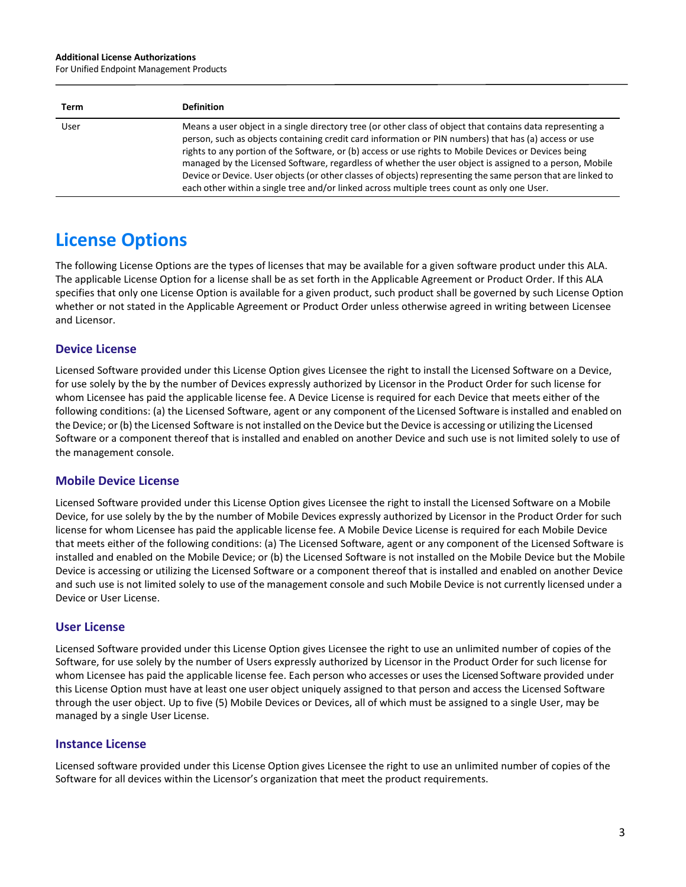| Term | Definition |
| --- | --- |
| User | Means a user object in a single directory tree (or other class of object that contains data representing a person, such as objects containing credit card information or PIN numbers) that has (a) access or use rights to any portion of the Software, or (b) access or use rights to Mobile Devices or Devices being managed by the Licensed Software, regardless of whether the user object is assigned to a person, Mobile Device or Device. User objects (or other classes of objects) representing the same person that are linked to each other within a single tree and/or linked across multiple trees count as only one User. |

# License Options

The following License Options are the types of licenses that may be available for a given software product under this ALA. The applicable License Option for a license shall be as set forth in the Applicable Agreement or Product Order. If this ALA specifies that only one License Option is available for a given product, such product shall be governed by such License Option whether or not stated in the Applicable Agreement or Product Order unless otherwise agreed in writing between Licensee and Licensor.

## Device License

Licensed Software provided under this License Option gives Licensee the right to install the Licensed Software on a Device, for use solely by the by the number of Devices expressly authorized by Licensor in the Product Order for such license for whom Licensee has paid the applicable license fee. A Device License is required for each Device that meets either of the following conditions: (a) the Licensed Software, agent or any component of the Licensed Software is installed and enabled on the Device; or (b) the Licensed Software is not installed on the Device but the Device is accessing or utilizing the Licensed Software or a component thereof that is installed and enabled on another Device and such use is not limited solely to use of the management console.

## Mobile Device License

Licensed Software provided under this License Option gives Licensee the right to install the Licensed Software on a Mobile Device, for use solely by the by the number of Mobile Devices expressly authorized by Licensor in the Product Order for such license for whom Licensee has paid the applicable license fee. A Mobile Device License is required for each Mobile Device that meets either of the following conditions: (a) The Licensed Software, agent or any component of the Licensed Software is installed and enabled on the Mobile Device; or (b) the Licensed Software is not installed on the Mobile Device but the Mobile Device is accessing or utilizing the Licensed Software or a component thereof that is installed and enabled on another Device and such use is not limited solely to use of the management console and such Mobile Device is not currently licensed under a Device or User License.

## User License

Licensed Software provided under this License Option gives Licensee the right to use an unlimited number of copies of the Software, for use solely by the number of Users expressly authorized by Licensor in the Product Order for such license for whom Licensee has paid the applicable license fee. Each person who accesses or uses the Licensed Software provided under this License Option must have at least one user object uniquely assigned to that person and access the Licensed Software through the user object. Up to five (5) Mobile Devices or Devices, all of which must be assigned to a single User, may be managed by a single User License.

## Instance License

Licensed software provided under this License Option gives Licensee the right to use an unlimited number of copies of the Software for all devices within the Licensor's organization that meet the product requirements.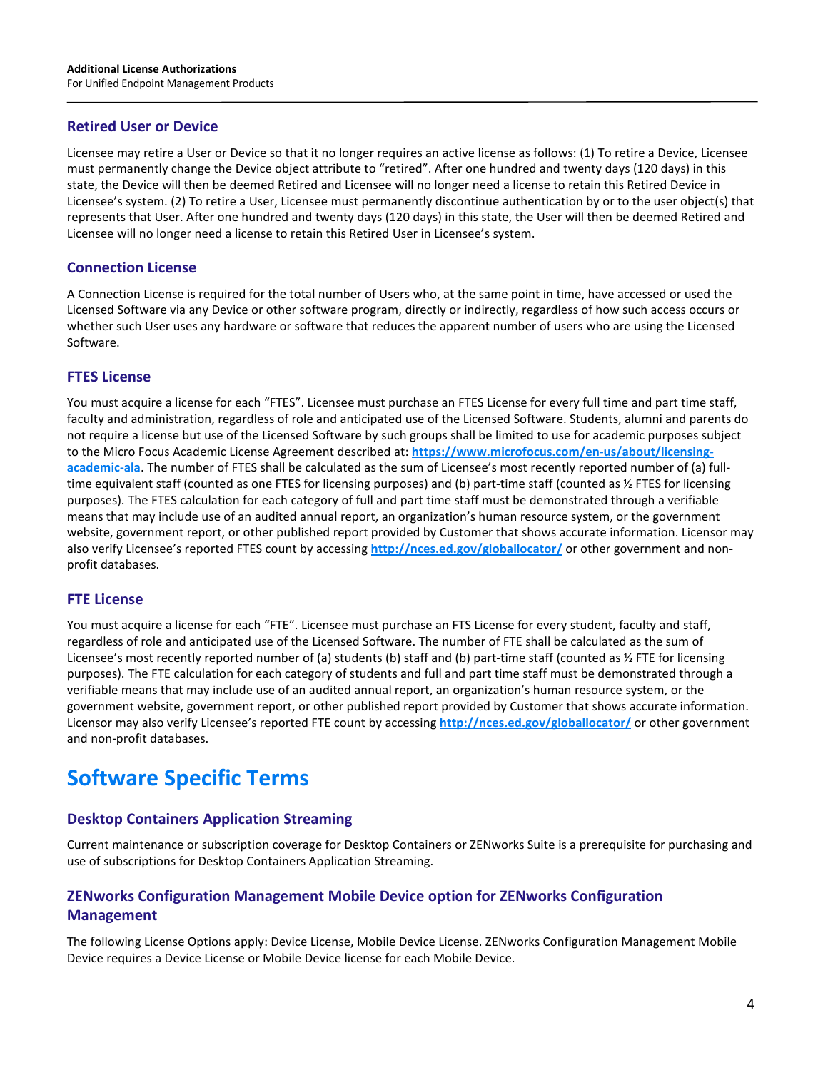### Retired User or Device

Licensee may retire a User or Device so that it no longer requires an active license as follows: (1) To retire a Device, Licensee must permanently change the Device object attribute to "retired". After one hundred and twenty days (120 days) in this state, the Device will then be deemed Retired and Licensee will no longer need a license to retain this Retired Device in Licensee's system. (2) To retire a User, Licensee must permanently discontinue authentication by or to the user object(s) that represents that User. After one hundred and twenty days (120 days) in this state, the User will then be deemed Retired and Licensee will no longer need a license to retain this Retired User in Licensee's system.

### Connection License

A Connection License is required for the total number of Users who, at the same point in time, have accessed or used the Licensed Software via any Device or other software program, directly or indirectly, regardless of how such access occurs or whether such User uses any hardware or software that reduces the apparent number of users who are using the Licensed Software.

### FTES License

You must acquire a license for each "FTES". Licensee must purchase an FTES License for every full time and part time staff, faculty and administration, regardless of role and anticipated use of the Licensed Software. Students, alumni and parents do not require a license but use of the Licensed Software by such groups shall be limited to use for academic purposes subject to the Micro Focus Academic License Agreement described at: **https://www.microfocus.com/en-us/about/licensing-academic-ala**. The number of FTES shall be calculated as the sum of Licensee's most recently reported number of (a) full-time equivalent staff (counted as one FTES for licensing purposes) and (b) part-time staff (counted as ½ FTES for licensing purposes). The FTES calculation for each category of full and part time staff must be demonstrated through a verifiable means that may include use of an audited annual report, an organization's human resource system, or the government website, government report, or other published report provided by Customer that shows accurate information. Licensor may also verify Licensee's reported FTES count by accessing **http://nces.ed.gov/globallocator/** or other government and non-profit databases.

### FTE License

You must acquire a license for each "FTE". Licensee must purchase an FTS License for every student, faculty and staff, regardless of role and anticipated use of the Licensed Software. The number of FTE shall be calculated as the sum of Licensee's most recently reported number of (a) students (b) staff and (b) part-time staff (counted as ½ FTE for licensing purposes). The FTE calculation for each category of students and full and part time staff must be demonstrated through a verifiable means that may include use of an audited annual report, an organization's human resource system, or the government website, government report, or other published report provided by Customer that shows accurate information. Licensor may also verify Licensee's reported FTE count by accessing **http://nces.ed.gov/globallocator/** or other government and non-profit databases.

## Software Specific Terms

### Desktop Containers Application Streaming

Current maintenance or subscription coverage for Desktop Containers or ZENworks Suite is a prerequisite for purchasing and use of subscriptions for Desktop Containers Application Streaming.

### ZENworks Configuration Management Mobile Device option for ZENworks Configuration Management

The following License Options apply: Device License, Mobile Device License. ZENworks Configuration Management Mobile Device requires a Device License or Mobile Device license for each Mobile Device.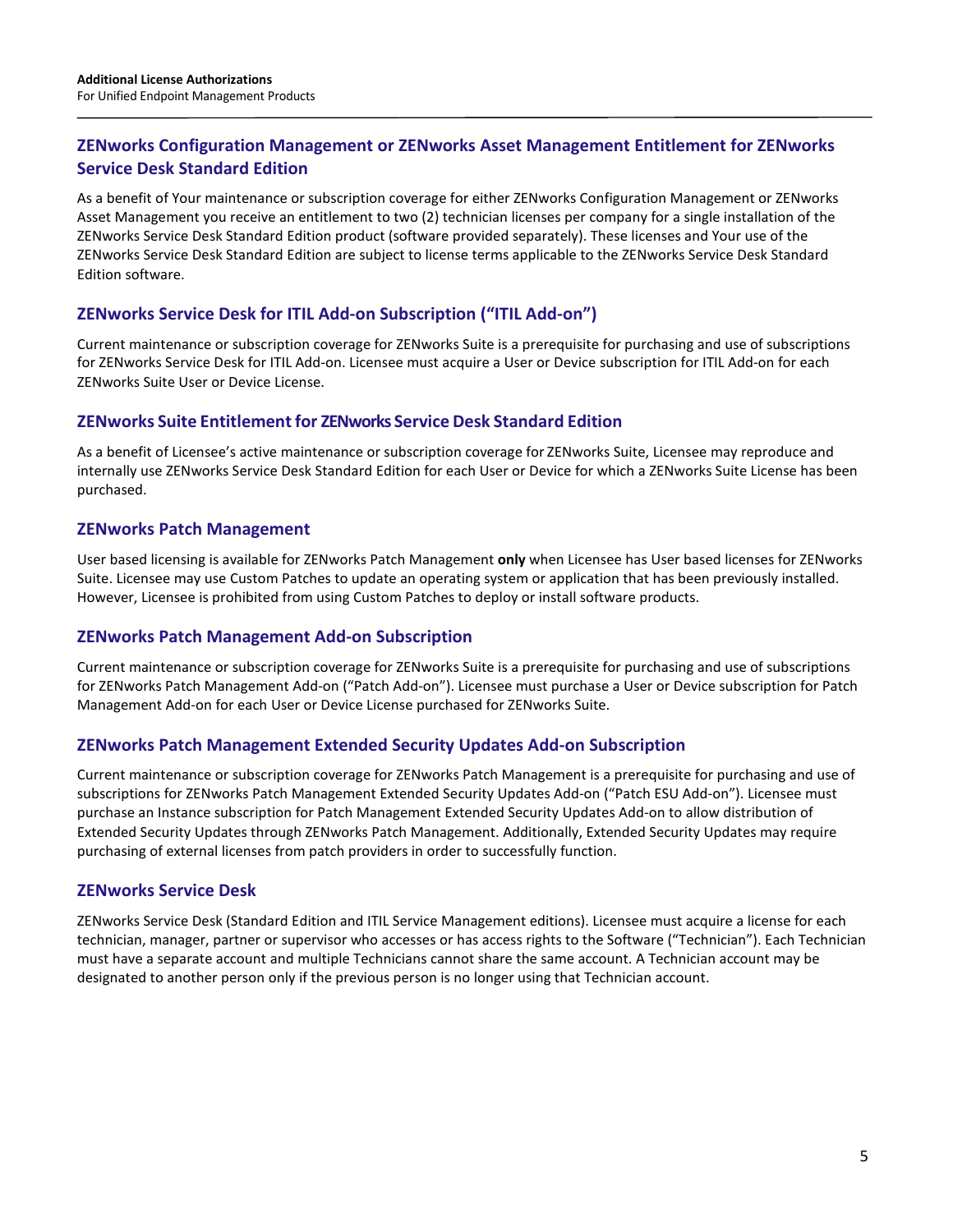## ZENworks Configuration Management or ZENworks Asset Management Entitlement for ZENworks Service Desk Standard Edition

As a benefit of Your maintenance or subscription coverage for either ZENworks Configuration Management or ZENworks Asset Management you receive an entitlement to two (2) technician licenses per company for a single installation of the ZENworks Service Desk Standard Edition product (software provided separately). These licenses and Your use of the ZENworks Service Desk Standard Edition are subject to license terms applicable to the ZENworks Service Desk Standard Edition software.

## ZENworks Service Desk for ITIL Add-on Subscription ("ITIL Add-on")

Current maintenance or subscription coverage for ZENworks Suite is a prerequisite for purchasing and use of subscriptions for ZENworks Service Desk for ITIL Add-on. Licensee must acquire a User or Device subscription for ITIL Add-on for each ZENworks Suite User or Device License.

## ZENworks Suite Entitlement for ZENworks Service Desk Standard Edition

As a benefit of Licensee's active maintenance or subscription coverage for ZENworks Suite, Licensee may reproduce and internally use ZENworks Service Desk Standard Edition for each User or Device for which a ZENworks Suite License has been purchased.

## ZENworks Patch Management

User based licensing is available for ZENworks Patch Management **only** when Licensee has User based licenses for ZENworks Suite. Licensee may use Custom Patches to update an operating system or application that has been previously installed. However, Licensee is prohibited from using Custom Patches to deploy or install software products.

## ZENworks Patch Management Add-on Subscription

Current maintenance or subscription coverage for ZENworks Suite is a prerequisite for purchasing and use of subscriptions for ZENworks Patch Management Add-on ("Patch Add-on"). Licensee must purchase a User or Device subscription for Patch Management Add-on for each User or Device License purchased for ZENworks Suite.

## ZENworks Patch Management Extended Security Updates Add-on Subscription

Current maintenance or subscription coverage for ZENworks Patch Management is a prerequisite for purchasing and use of subscriptions for ZENworks Patch Management Extended Security Updates Add-on ("Patch ESU Add-on"). Licensee must purchase an Instance subscription for Patch Management Extended Security Updates Add-on to allow distribution of Extended Security Updates through ZENworks Patch Management. Additionally, Extended Security Updates may require purchasing of external licenses from patch providers in order to successfully function.

## ZENworks Service Desk

ZENworks Service Desk (Standard Edition and ITIL Service Management editions). Licensee must acquire a license for each technician, manager, partner or supervisor who accesses or has access rights to the Software ("Technician"). Each Technician must have a separate account and multiple Technicians cannot share the same account. A Technician account may be designated to another person only if the previous person is no longer using that Technician account.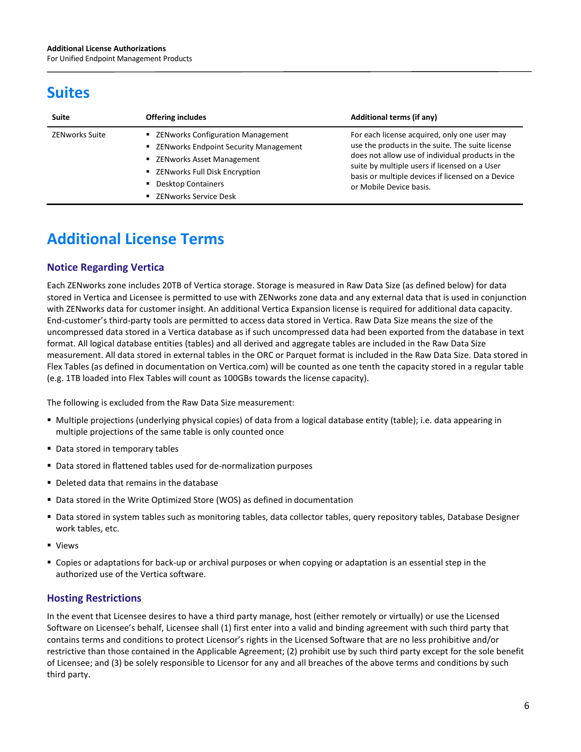# Suites

| Suite | Offering includes | Additional terms (if any) |
|---|---|---|
| ZENworks Suite | ▪ ZENworks Configuration Management<br>▪ ZENworks Endpoint Security Management<br>▪ ZENworks Asset Management<br>▪ ZENworks Full Disk Encryption<br>▪ Desktop Containers<br>▪ ZENworks Service Desk | For each license acquired, only one user may use the products in the suite. The suite license does not allow use of individual products in the suite by multiple users if licensed on a User basis or multiple devices if licensed on a Device or Mobile Device basis. |

# Additional License Terms

## Notice Regarding Vertica

Each ZENworks zone includes 20TB of Vertica storage. Storage is measured in Raw Data Size (as defined below) for data stored in Vertica and Licensee is permitted to use with ZENworks zone data and any external data that is used in conjunction with ZENworks data for customer insight. An additional Vertica Expansion license is required for additional data capacity. End-customer's third-party tools are permitted to access data stored in Vertica. Raw Data Size means the size of the uncompressed data stored in a Vertica database as if such uncompressed data had been exported from the database in text format. All logical database entities (tables) and all derived and aggregate tables are included in the Raw Data Size measurement. All data stored in external tables in the ORC or Parquet format is included in the Raw Data Size. Data stored in Flex Tables (as defined in documentation on Vertica.com) will be counted as one tenth the capacity stored in a regular table (e.g. 1TB loaded into Flex Tables will count as 100GBs towards the license capacity).

The following is excluded from the Raw Data Size measurement:

- Multiple projections (underlying physical copies) of data from a logical database entity (table); i.e. data appearing in multiple projections of the same table is only counted once
- Data stored in temporary tables
- Data stored in flattened tables used for de-normalization purposes
- Deleted data that remains in the database
- Data stored in the Write Optimized Store (WOS) as defined in documentation
- Data stored in system tables such as monitoring tables, data collector tables, query repository tables, Database Designer work tables, etc.
- Views
- Copies or adaptations for back-up or archival purposes or when copying or adaptation is an essential step in the authorized use of the Vertica software.

## Hosting Restrictions

In the event that Licensee desires to have a third party manage, host (either remotely or virtually) or use the Licensed Software on Licensee's behalf, Licensee shall (1) first enter into a valid and binding agreement with such third party that contains terms and conditions to protect Licensor's rights in the Licensed Software that are no less prohibitive and/or restrictive than those contained in the Applicable Agreement; (2) prohibit use by such third party except for the sole benefit of Licensee; and (3) be solely responsible to Licensor for any and all breaches of the above terms and conditions by such third party.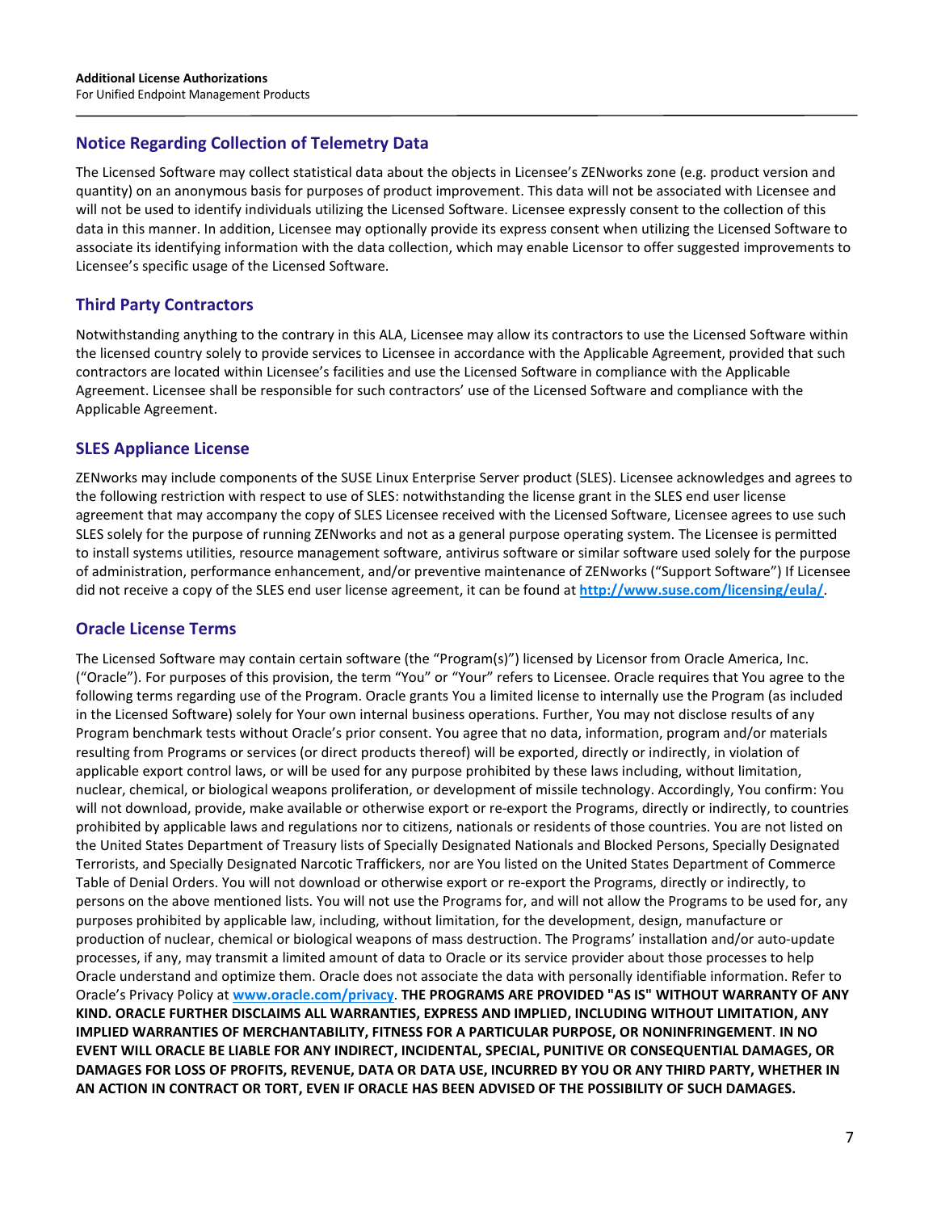## Notice Regarding Collection of Telemetry Data

The Licensed Software may collect statistical data about the objects in Licensee's ZENworks zone (e.g. product version and quantity) on an anonymous basis for purposes of product improvement. This data will not be associated with Licensee and will not be used to identify individuals utilizing the Licensed Software. Licensee expressly consent to the collection of this data in this manner. In addition, Licensee may optionally provide its express consent when utilizing the Licensed Software to associate its identifying information with the data collection, which may enable Licensor to offer suggested improvements to Licensee's specific usage of the Licensed Software.

## Third Party Contractors

Notwithstanding anything to the contrary in this ALA, Licensee may allow its contractors to use the Licensed Software within the licensed country solely to provide services to Licensee in accordance with the Applicable Agreement, provided that such contractors are located within Licensee's facilities and use the Licensed Software in compliance with the Applicable Agreement. Licensee shall be responsible for such contractors' use of the Licensed Software and compliance with the Applicable Agreement.

## SLES Appliance License

ZENworks may include components of the SUSE Linux Enterprise Server product (SLES). Licensee acknowledges and agrees to the following restriction with respect to use of SLES: notwithstanding the license grant in the SLES end user license agreement that may accompany the copy of SLES Licensee received with the Licensed Software, Licensee agrees to use such SLES solely for the purpose of running ZENworks and not as a general purpose operating system. The Licensee is permitted to install systems utilities, resource management software, antivirus software or similar software used solely for the purpose of administration, performance enhancement, and/or preventive maintenance of ZENworks ("Support Software") If Licensee did not receive a copy of the SLES end user license agreement, it can be found at **http://www.suse.com/licensing/eula/**.

## Oracle License Terms

The Licensed Software may contain certain software (the "Program(s)") licensed by Licensor from Oracle America, Inc. ("Oracle"). For purposes of this provision, the term "You" or "Your" refers to Licensee. Oracle requires that You agree to the following terms regarding use of the Program. Oracle grants You a limited license to internally use the Program (as included in the Licensed Software) solely for Your own internal business operations. Further, You may not disclose results of any Program benchmark tests without Oracle's prior consent. You agree that no data, information, program and/or materials resulting from Programs or services (or direct products thereof) will be exported, directly or indirectly, in violation of applicable export control laws, or will be used for any purpose prohibited by these laws including, without limitation, nuclear, chemical, or biological weapons proliferation, or development of missile technology. Accordingly, You confirm: You will not download, provide, make available or otherwise export or re-export the Programs, directly or indirectly, to countries prohibited by applicable laws and regulations nor to citizens, nationals or residents of those countries. You are not listed on the United States Department of Treasury lists of Specially Designated Nationals and Blocked Persons, Specially Designated Terrorists, and Specially Designated Narcotic Traffickers, nor are You listed on the United States Department of Commerce Table of Denial Orders. You will not download or otherwise export or re-export the Programs, directly or indirectly, to persons on the above mentioned lists. You will not use the Programs for, and will not allow the Programs to be used for, any purposes prohibited by applicable law, including, without limitation, for the development, design, manufacture or production of nuclear, chemical or biological weapons of mass destruction. The Programs' installation and/or auto-update processes, if any, may transmit a limited amount of data to Oracle or its service provider about those processes to help Oracle understand and optimize them. Oracle does not associate the data with personally identifiable information. Refer to Oracle's Privacy Policy at **www.oracle.com/privacy**. **THE PROGRAMS ARE PROVIDED "AS IS" WITHOUT WARRANTY OF ANY KIND. ORACLE FURTHER DISCLAIMS ALL WARRANTIES, EXPRESS AND IMPLIED, INCLUDING WITHOUT LIMITATION, ANY IMPLIED WARRANTIES OF MERCHANTABILITY, FITNESS FOR A PARTICULAR PURPOSE, OR NONINFRINGEMENT**. **IN NO EVENT WILL ORACLE BE LIABLE FOR ANY INDIRECT, INCIDENTAL, SPECIAL, PUNITIVE OR CONSEQUENTIAL DAMAGES, OR DAMAGES FOR LOSS OF PROFITS, REVENUE, DATA OR DATA USE, INCURRED BY YOU OR ANY THIRD PARTY, WHETHER IN AN ACTION IN CONTRACT OR TORT, EVEN IF ORACLE HAS BEEN ADVISED OF THE POSSIBILITY OF SUCH DAMAGES.**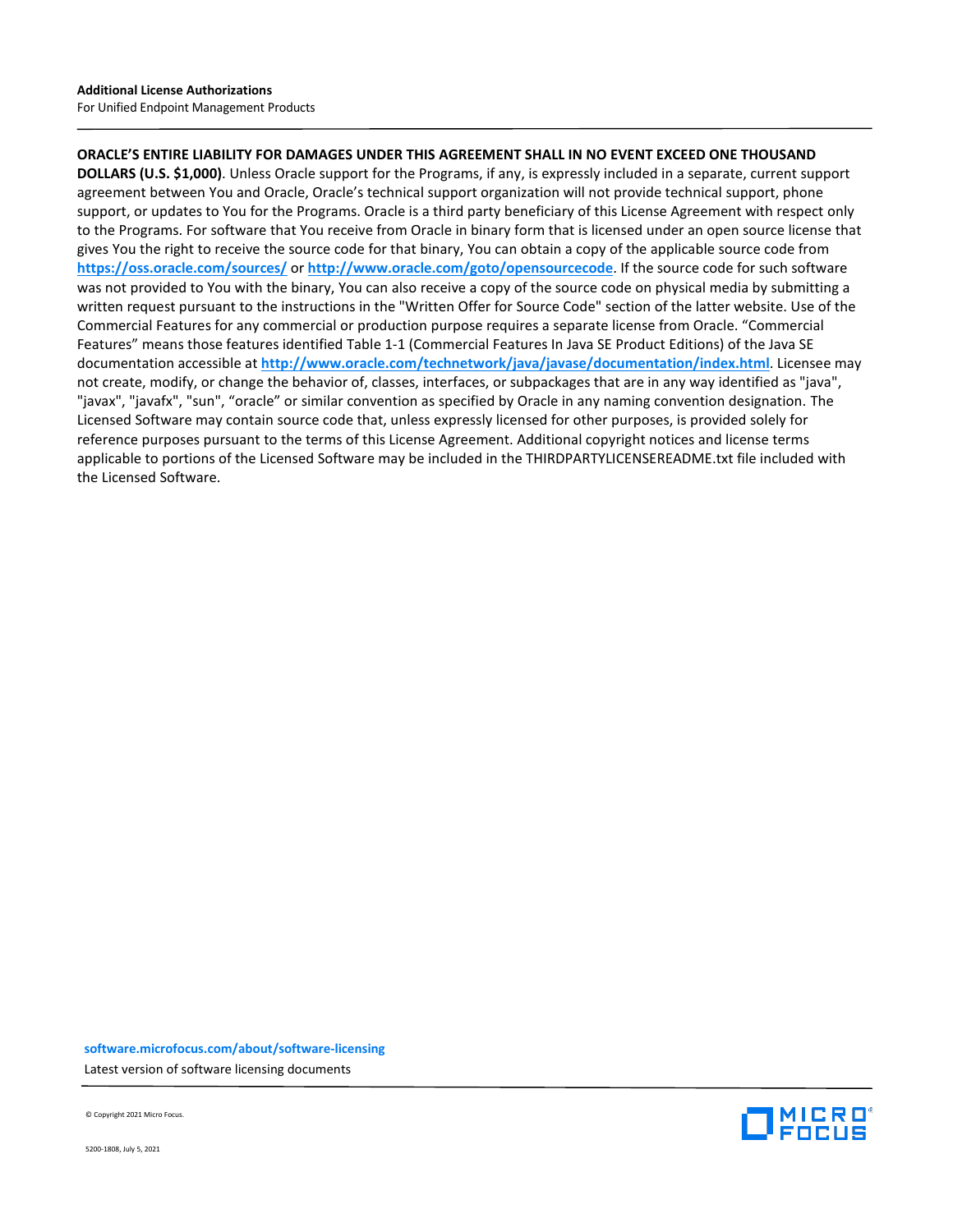**ORACLE'S ENTIRE LIABILITY FOR DAMAGES UNDER THIS AGREEMENT SHALL IN NO EVENT EXCEED ONE THOUSAND DOLLARS (U.S. $1,000)**. Unless Oracle support for the Programs, if any, is expressly included in a separate, current support agreement between You and Oracle, Oracle's technical support organization will not provide technical support, phone support, or updates to You for the Programs. Oracle is a third party beneficiary of this License Agreement with respect only to the Programs. For software that You receive from Oracle in binary form that is licensed under an open source license that gives You the right to receive the source code for that binary, You can obtain a copy of the applicable source code from **https://oss.oracle.com/sources/** or **http://www.oracle.com/goto/opensourcecode**. If the source code for such software was not provided to You with the binary, You can also receive a copy of the source code on physical media by submitting a written request pursuant to the instructions in the "Written Offer for Source Code" section of the latter website. Use of the Commercial Features for any commercial or production purpose requires a separate license from Oracle. "Commercial Features" means those features identified Table 1-1 (Commercial Features In Java SE Product Editions) of the Java SE documentation accessible at **http://www.oracle.com/technetwork/java/javase/documentation/index.html**. Licensee may not create, modify, or change the behavior of, classes, interfaces, or subpackages that are in any way identified as "java", "javax", "javafx", "sun", "oracle" or similar convention as specified by Oracle in any naming convention designation. The Licensed Software may contain source code that, unless expressly licensed for other purposes, is provided solely for reference purposes pursuant to the terms of this License Agreement. Additional copyright notices and license terms applicable to portions of the Licensed Software may be included in the THIRDPARTYLICENSEREADME.txt file included with the Licensed Software.

**software.microfocus.com/about/software-licensing**
Latest version of software licensing documents

© Copyright 2021 Micro Focus.

5200-1808, July 5, 2021